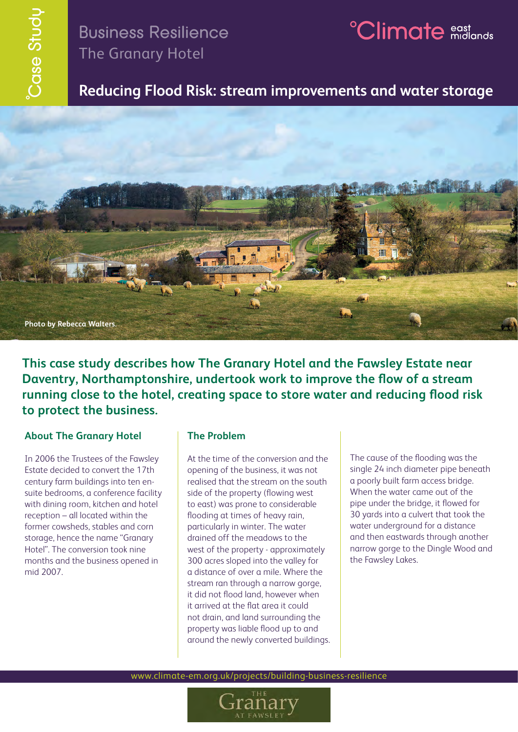°Case Study

# Business Resilience
The Granary Hotel

°Climate east midlands

## Reducing Flood Risk: stream improvements and water storage

Photo by Rebecca Walters.

**This case study describes how The Granary Hotel and the Fawsley Estate near Daventry, Northamptonshire, undertook work to improve the flow of a stream running close to the hotel, creating space to store water and reducing flood risk to protect the business.**

### About The Granary Hotel

In 2006 the Trustees of the Fawsley Estate decided to convert the 17th century farm buildings into ten en-suite bedrooms, a conference facility with dining room, kitchen and hotel reception – all located within the former cowsheds, stables and corn storage, hence the name "Granary Hotel". The conversion took nine months and the business opened in mid 2007.

### The Problem

At the time of the conversion and the opening of the business, it was not realised that the stream on the south side of the property (flowing west to east) was prone to considerable flooding at times of heavy rain, particularly in winter. The water drained off the meadows to the west of the property - approximately 300 acres sloped into the valley for a distance of over a mile. Where the stream ran through a narrow gorge, it did not flood land, however when it arrived at the flat area it could not drain, and land surrounding the property was liable flood up to and around the newly converted buildings.

The cause of the flooding was the single 24 inch diameter pipe beneath a poorly built farm access bridge. When the water came out of the pipe under the bridge, it flowed for 30 yards into a culvert that took the water underground for a distance and then eastwards through another narrow gorge to the Dingle Wood and the Fawsley Lakes.

www.climate-em.org.uk/projects/building-business-resilience

The Granary at Fawsley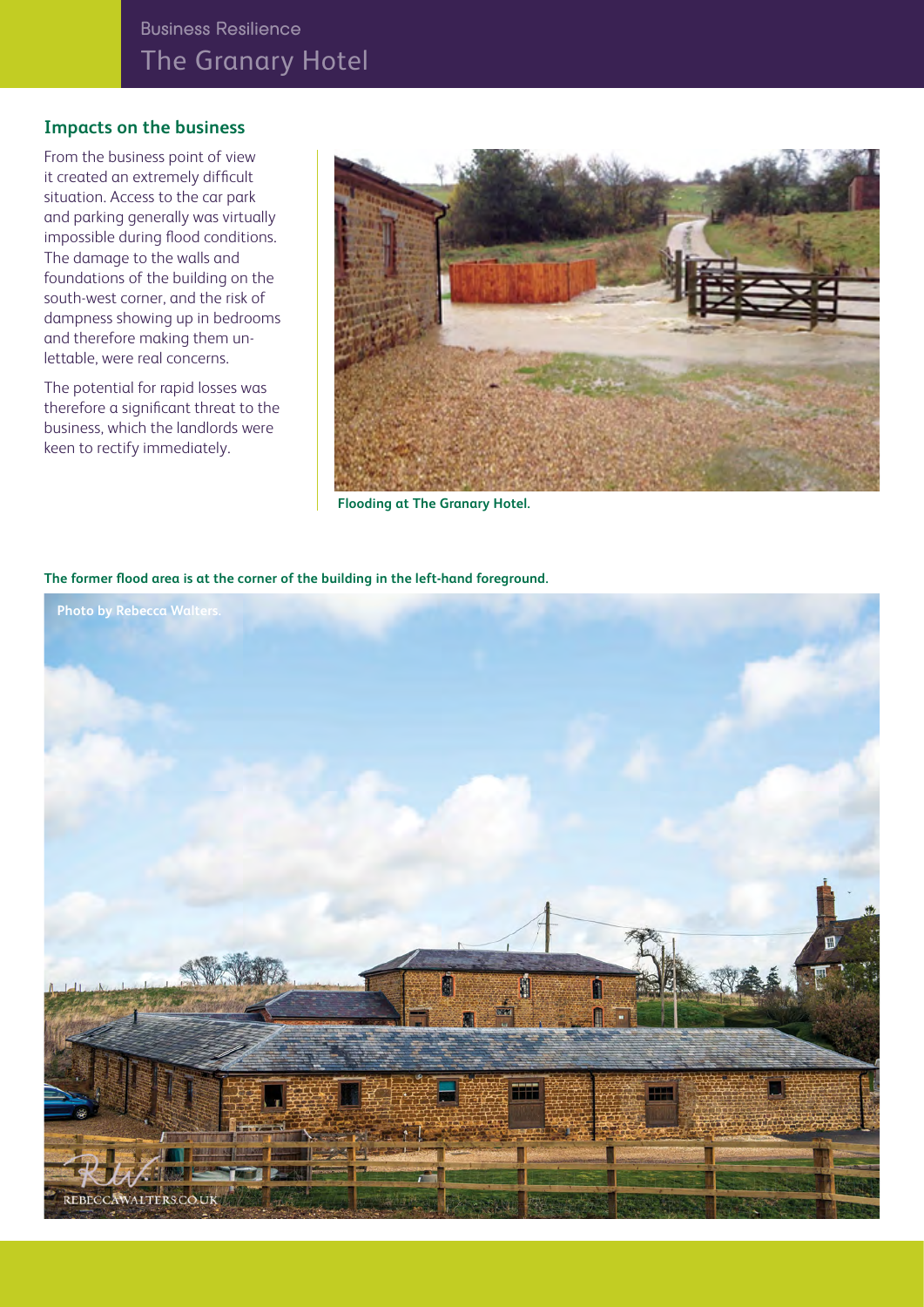## Impacts on the business

From the business point of view it created an extremely difficult situation. Access to the car park and parking generally was virtually impossible during flood conditions. The damage to the walls and foundations of the building on the south-west corner, and the risk of dampness showing up in bedrooms and therefore making them un-lettable, were real concerns.

The potential for rapid losses was therefore a significant threat to the business, which the landlords were keen to rectify immediately.

**Flooding at The Granary Hotel.**

**The former flood area is at the corner of the building in the left-hand foreground.**

**Photo by Rebecca Walters.**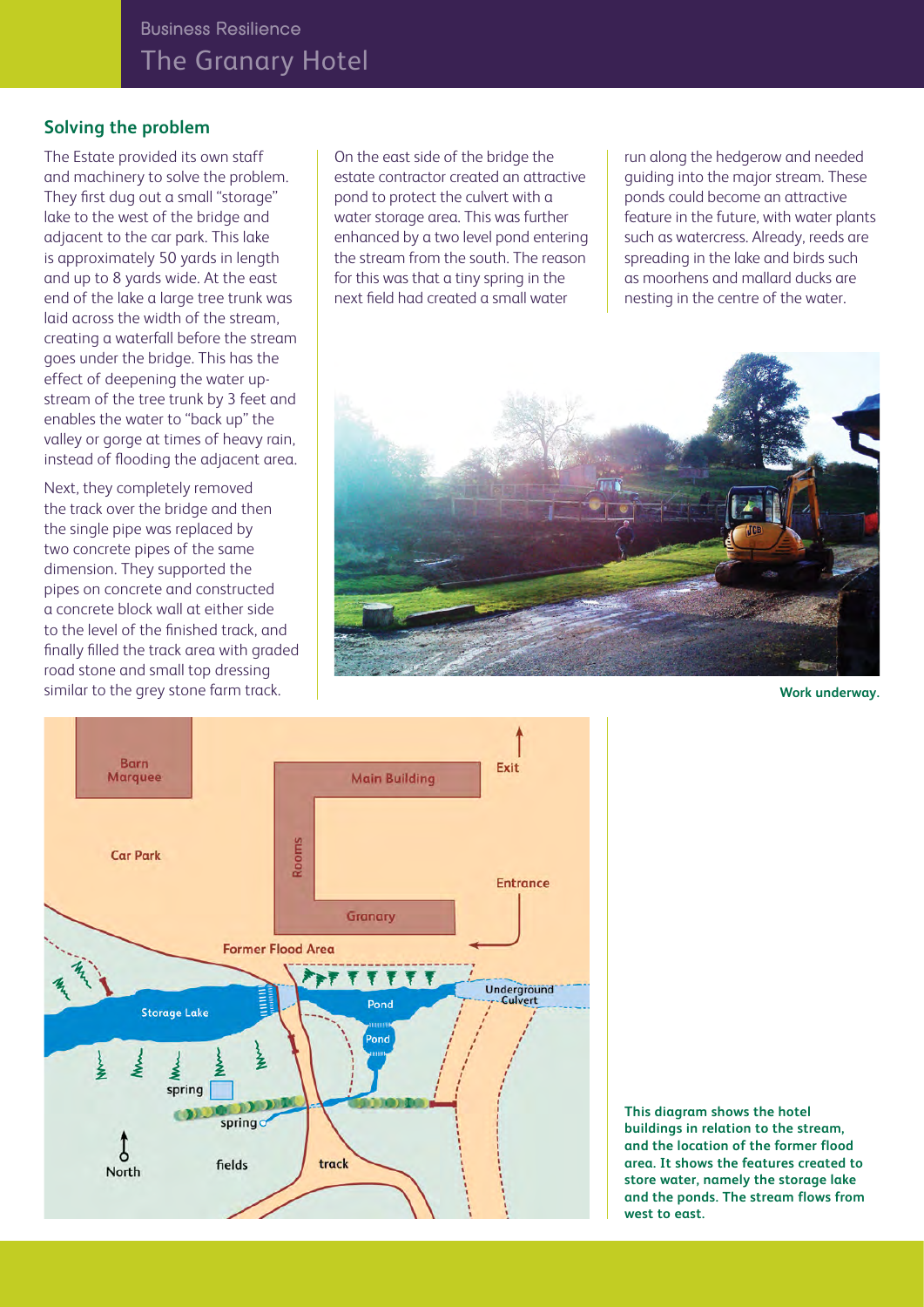## Solving the problem

The Estate provided its own staff and machinery to solve the problem. They first dug out a small "storage" lake to the west of the bridge and adjacent to the car park. This lake is approximately 50 yards in length and up to 8 yards wide. At the east end of the lake a large tree trunk was laid across the width of the stream, creating a waterfall before the stream goes under the bridge. This has the effect of deepening the water up-stream of the tree trunk by 3 feet and enables the water to "back up" the valley or gorge at times of heavy rain, instead of flooding the adjacent area.

Next, they completely removed the track over the bridge and then the single pipe was replaced by two concrete pipes of the same dimension. They supported the pipes on concrete and constructed a concrete block wall at either side to the level of the finished track, and finally filled the track area with graded road stone and small top dressing similar to the grey stone farm track.

On the east side of the bridge the estate contractor created an attractive pond to protect the culvert with a water storage area. This was further enhanced by a two level pond entering the stream from the south. The reason for this was that a tiny spring in the next field had created a small water run along the hedgerow and needed guiding into the major stream. These ponds could become an attractive feature in the future, with water plants such as watercress. Already, reeds are spreading in the lake and birds such as moorhens and mallard ducks are nesting in the centre of the water.

Work underway.

This diagram shows the hotel buildings in relation to the stream, and the location of the former flood area. It shows the features created to store water, namely the storage lake and the ponds. The stream flows from west to east.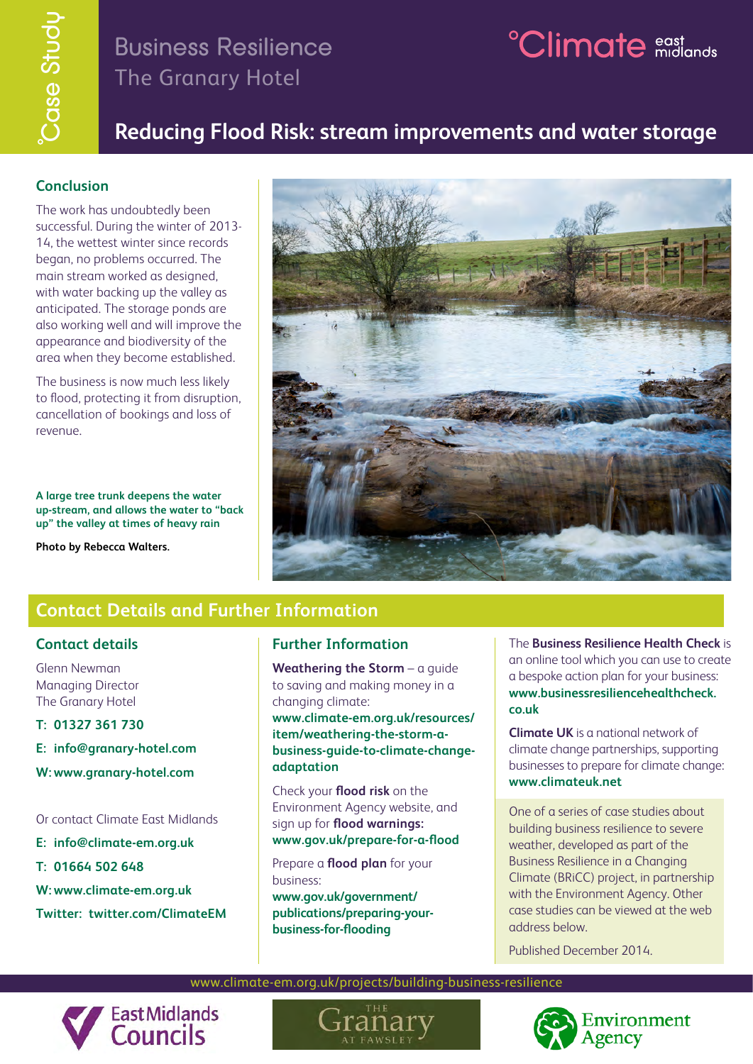°Case Study

Business Resilience
The Granary Hotel

°Climate east midlands

# Reducing Flood Risk: stream improvements and water storage

## Conclusion

The work has undoubtedly been successful. During the winter of 2013-14, the wettest winter since records began, no problems occurred. The main stream worked as designed, with water backing up the valley as anticipated. The storage ponds are also working well and will improve the appearance and biodiversity of the area when they become established.

The business is now much less likely to flood, protecting it from disruption, cancellation of bookings and loss of revenue.

**A large tree trunk deepens the water up-stream, and allows the water to "back up" the valley at times of heavy rain**

**Photo by Rebecca Walters.**

## Contact Details and Further Information

### Contact details

Glenn Newman
Managing Director
The Granary Hotel

**T: 01327 361 730**

**E: info@granary-hotel.com**

**W: www.granary-hotel.com**

Or contact Climate East Midlands

**E: info@climate-em.org.uk**

**T: 01664 502 648**

**W: www.climate-em.org.uk**

**Twitter: twitter.com/ClimateEM**

### Further Information

**Weathering the Storm** – a guide to saving and making money in a changing climate:
**www.climate-em.org.uk/resources/item/weathering-the-storm-a-business-guide-to-climate-change-adaptation**

Check your **flood risk** on the Environment Agency website, and sign up for **flood warnings:**
**www.gov.uk/prepare-for-a-flood**

Prepare a **flood plan** for your business:
**www.gov.uk/government/publications/preparing-your-business-for-flooding**

The **Business Resilience Health Check** is an online tool which you can use to create a bespoke action plan for your business:
**www.businessresiliencehealthcheck.co.uk**

**Climate UK** is a national network of climate change partnerships, supporting businesses to prepare for climate change:
**www.climateuk.net**

One of a series of case studies about building business resilience to severe weather, developed as part of the Business Resilience in a Changing Climate (BRiCC) project, in partnership with the Environment Agency. Other case studies can be viewed at the web address below.

Published December 2014.

www.climate-em.org.uk/projects/building-business-resilience

East Midlands Councils | The Granary at Fawsley | Environment Agency